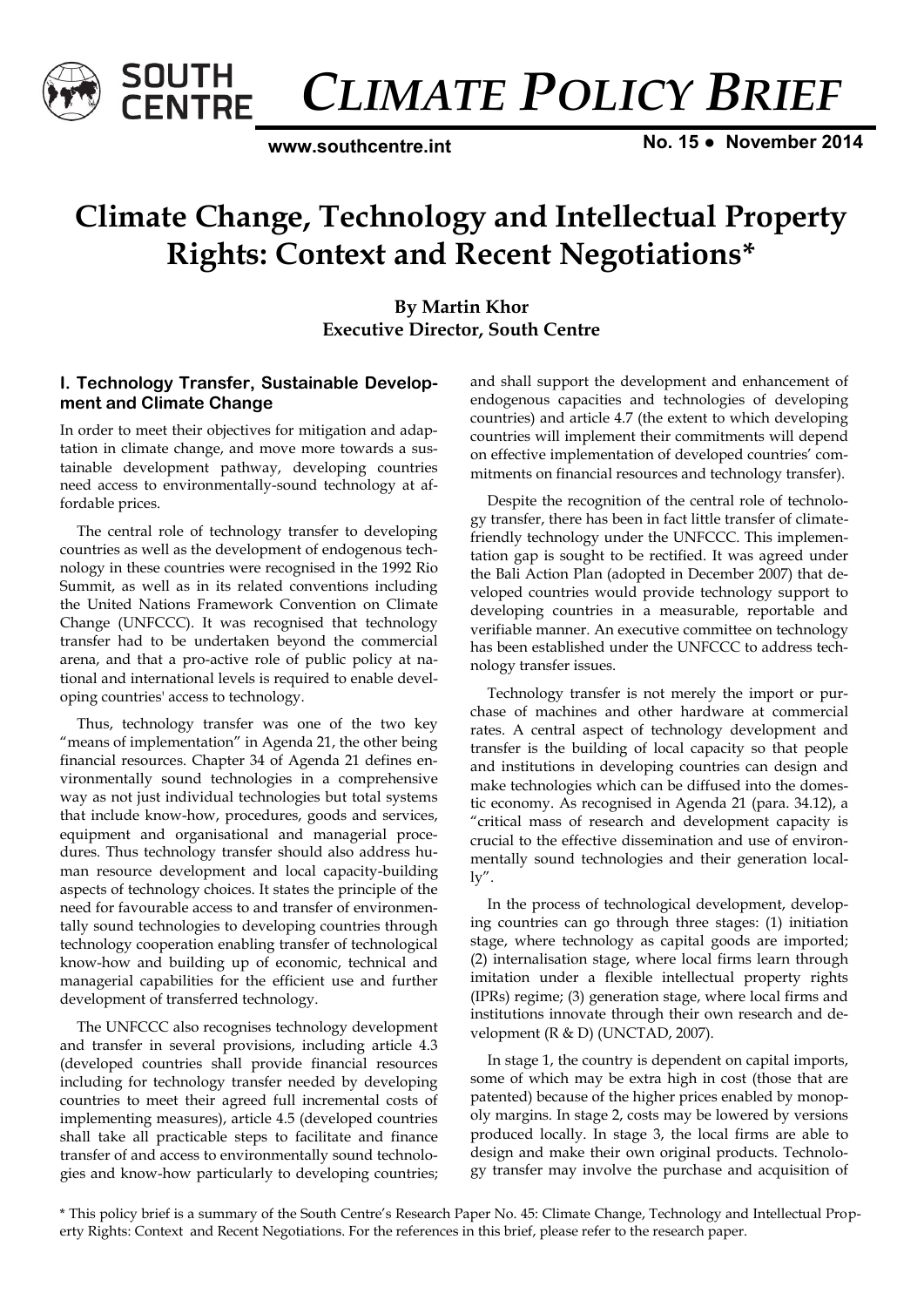# CLIMATE POLICY BRIEF

www.southcentre.int

No. 15 ● November 2014

# Climate Change, Technology and Intellectual Property Rights: Context and Recent Negotiations*

**By Martin Khor**
**Executive Director, South Centre**

## I. Technology Transfer, Sustainable Development and Climate Change

In order to meet their objectives for mitigation and adaptation in climate change, and move more towards a sustainable development pathway, developing countries need access to environmentally-sound technology at affordable prices.

The central role of technology transfer to developing countries as well as the development of endogenous technology in these countries were recognised in the 1992 Rio Summit, as well as in its related conventions including the United Nations Framework Convention on Climate Change (UNFCCC). It was recognised that technology transfer had to be undertaken beyond the commercial arena, and that a pro-active role of public policy at national and international levels is required to enable developing countries' access to technology.

Thus, technology transfer was one of the two key "means of implementation" in Agenda 21, the other being financial resources. Chapter 34 of Agenda 21 defines environmentally sound technologies in a comprehensive way as not just individual technologies but total systems that include know-how, procedures, goods and services, equipment and organisational and managerial procedures. Thus technology transfer should also address human resource development and local capacity-building aspects of technology choices. It states the principle of the need for favourable access to and transfer of environmentally sound technologies to developing countries through technology cooperation enabling transfer of technological know-how and building up of economic, technical and managerial capabilities for the efficient use and further development of transferred technology.

The UNFCCC also recognises technology development and transfer in several provisions, including article 4.3 (developed countries shall provide financial resources including for technology transfer needed by developing countries to meet their agreed full incremental costs of implementing measures), article 4.5 (developed countries shall take all practicable steps to facilitate and finance transfer of and access to environmentally sound technologies and know-how particularly to developing countries; and shall support the development and enhancement of endogenous capacities and technologies of developing countries) and article 4.7 (the extent to which developing countries will implement their commitments will depend on effective implementation of developed countries' commitments on financial resources and technology transfer).

Despite the recognition of the central role of technology transfer, there has been in fact little transfer of climate-friendly technology under the UNFCCC. This implementation gap is sought to be rectified. It was agreed under the Bali Action Plan (adopted in December 2007) that developed countries would provide technology support to developing countries in a measurable, reportable and verifiable manner. An executive committee on technology has been established under the UNFCCC to address technology transfer issues.

Technology transfer is not merely the import or purchase of machines and other hardware at commercial rates. A central aspect of technology development and transfer is the building of local capacity so that people and institutions in developing countries can design and make technologies which can be diffused into the domestic economy. As recognised in Agenda 21 (para. 34.12), a "critical mass of research and development capacity is crucial to the effective dissemination and use of environmentally sound technologies and their generation locally".

In the process of technological development, developing countries can go through three stages: (1) initiation stage, where technology as capital goods are imported; (2) internalisation stage, where local firms learn through imitation under a flexible intellectual property rights (IPRs) regime; (3) generation stage, where local firms and institutions innovate through their own research and development (R & D) (UNCTAD, 2007).

In stage 1, the country is dependent on capital imports, some of which may be extra high in cost (those that are patented) because of the higher prices enabled by monopoly margins. In stage 2, costs may be lowered by versions produced locally. In stage 3, the local firms are able to design and make their own original products. Technology transfer may involve the purchase and acquisition of

\* This policy brief is a summary of the South Centre's Research Paper No. 45: Climate Change, Technology and Intellectual Property Rights: Context and Recent Negotiations. For the references in this brief, please refer to the research paper.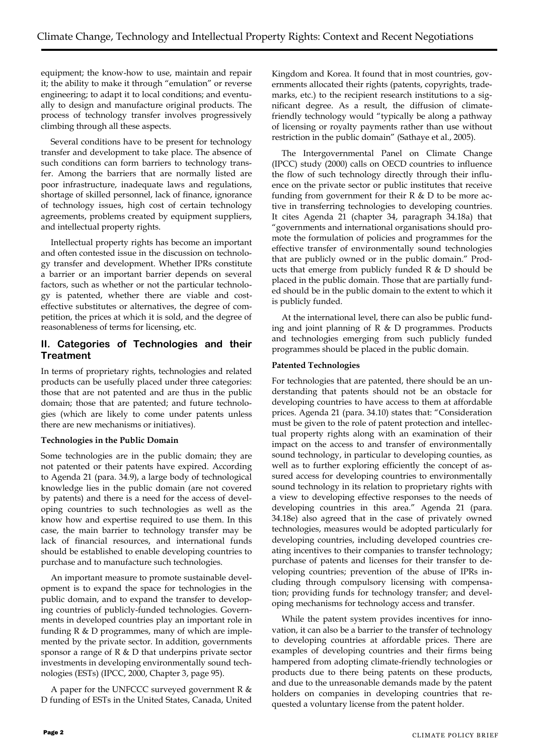equipment; the know-how to use, maintain and repair it; the ability to make it through "emulation" or reverse engineering; to adapt it to local conditions; and eventually to design and manufacture original products. The process of technology transfer involves progressively climbing through all these aspects.

Several conditions have to be present for technology transfer and development to take place. The absence of such conditions can form barriers to technology transfer. Among the barriers that are normally listed are poor infrastructure, inadequate laws and regulations, shortage of skilled personnel, lack of finance, ignorance of technology issues, high cost of certain technology agreements, problems created by equipment suppliers, and intellectual property rights.

Intellectual property rights has become an important and often contested issue in the discussion on technology transfer and development. Whether IPRs constitute a barrier or an important barrier depends on several factors, such as whether or not the particular technology is patented, whether there are viable and cost-effective substitutes or alternatives, the degree of competition, the prices at which it is sold, and the degree of reasonableness of terms for licensing, etc.

## II. Categories of Technologies and their Treatment

In terms of proprietary rights, technologies and related products can be usefully placed under three categories: those that are not patented and are thus in the public domain; those that are patented; and future technologies (which are likely to come under patents unless there are new mechanisms or initiatives).

**Technologies in the Public Domain**

Some technologies are in the public domain; they are not patented or their patents have expired. According to Agenda 21 (para. 34.9), a large body of technological knowledge lies in the public domain (are not covered by patents) and there is a need for the access of developing countries to such technologies as well as the know how and expertise required to use them. In this case, the main barrier to technology transfer may be lack of financial resources, and international funds should be established to enable developing countries to purchase and to manufacture such technologies.

An important measure to promote sustainable development is to expand the space for technologies in the public domain, and to expand the transfer to developing countries of publicly-funded technologies. Governments in developed countries play an important role in funding R & D programmes, many of which are implemented by the private sector. In addition, governments sponsor a range of R & D that underpins private sector investments in developing environmentally sound technologies (ESTs) (IPCC, 2000, Chapter 3, page 95).

A paper for the UNFCCC surveyed government R & D funding of ESTs in the United States, Canada, United Kingdom and Korea. It found that in most countries, governments allocated their rights (patents, copyrights, trademarks, etc.) to the recipient research institutions to a significant degree. As a result, the diffusion of climate-friendly technology would "typically be along a pathway of licensing or royalty payments rather than use without restriction in the public domain" (Sathaye et al., 2005).

The Intergovernmental Panel on Climate Change (IPCC) study (2000) calls on OECD countries to influence the flow of such technology directly through their influence on the private sector or public institutes that receive funding from government for their R & D to be more active in transferring technologies to developing countries. It cites Agenda 21 (chapter 34, paragraph 34.18a) that "governments and international organisations should promote the formulation of policies and programmes for the effective transfer of environmentally sound technologies that are publicly owned or in the public domain." Products that emerge from publicly funded R & D should be placed in the public domain. Those that are partially funded should be in the public domain to the extent to which it is publicly funded.

At the international level, there can also be public funding and joint planning of R & D programmes. Products and technologies emerging from such publicly funded programmes should be placed in the public domain.

**Patented Technologies**

For technologies that are patented, there should be an understanding that patents should not be an obstacle for developing countries to have access to them at affordable prices. Agenda 21 (para. 34.10) states that: "Consideration must be given to the role of patent protection and intellectual property rights along with an examination of their impact on the access to and transfer of environmentally sound technology, in particular to developing counties, as well as to further exploring efficiently the concept of assured access for developing countries to environmentally sound technology in its relation to proprietary rights with a view to developing effective responses to the needs of developing countries in this area." Agenda 21 (para. 34.18e) also agreed that in the case of privately owned technologies, measures would be adopted particularly for developing countries, including developed countries creating incentives to their companies to transfer technology; purchase of patents and licenses for their transfer to developing countries; prevention of the abuse of IPRs including through compulsory licensing with compensation; providing funds for technology transfer; and developing mechanisms for technology access and transfer.

While the patent system provides incentives for innovation, it can also be a barrier to the transfer of technology to developing countries at affordable prices. There are examples of developing countries and their firms being hampered from adopting climate-friendly technologies or products due to there being patents on these products, and due to the unreasonable demands made by the patent holders on companies in developing countries that requested a voluntary license from the patent holder.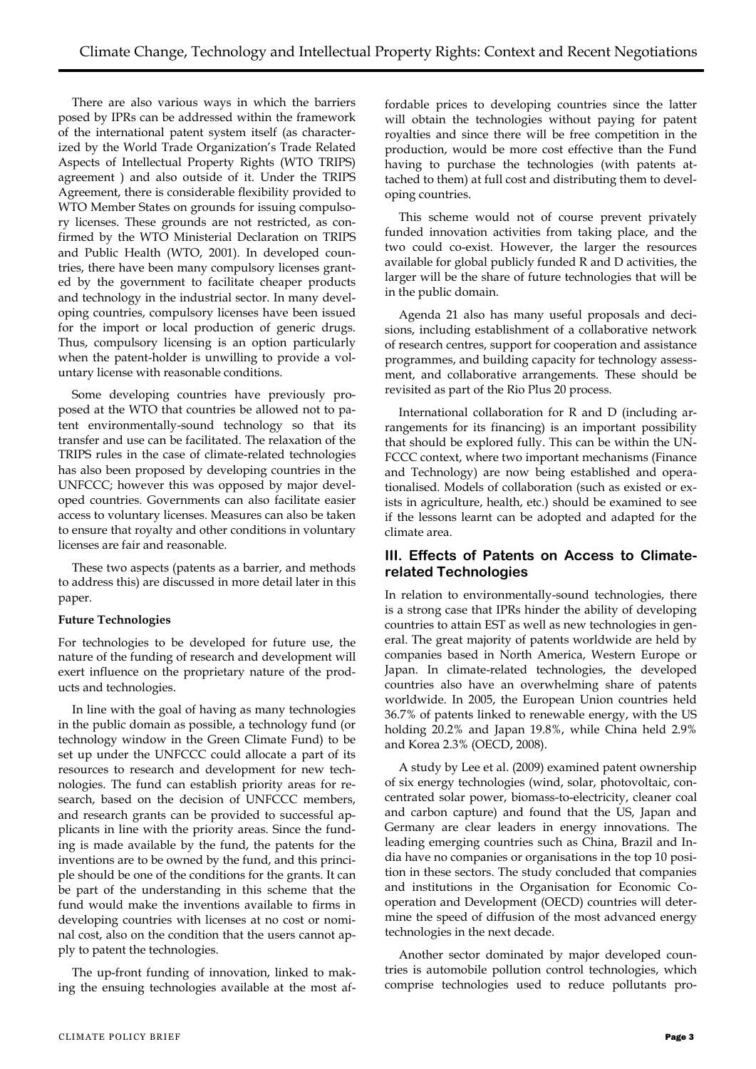There are also various ways in which the barriers posed by IPRs can be addressed within the framework of the international patent system itself (as characterized by the World Trade Organization's Trade Related Aspects of Intellectual Property Rights (WTO TRIPS) agreement ) and also outside of it. Under the TRIPS Agreement, there is considerable flexibility provided to WTO Member States on grounds for issuing compulsory licenses. These grounds are not restricted, as confirmed by the WTO Ministerial Declaration on TRIPS and Public Health (WTO, 2001). In developed countries, there have been many compulsory licenses granted by the government to facilitate cheaper products and technology in the industrial sector. In many developing countries, compulsory licenses have been issued for the import or local production of generic drugs. Thus, compulsory licensing is an option particularly when the patent-holder is unwilling to provide a voluntary license with reasonable conditions.

Some developing countries have previously proposed at the WTO that countries be allowed not to patent environmentally-sound technology so that its transfer and use can be facilitated. The relaxation of the TRIPS rules in the case of climate-related technologies has also been proposed by developing countries in the UNFCCC; however this was opposed by major developed countries. Governments can also facilitate easier access to voluntary licenses. Measures can also be taken to ensure that royalty and other conditions in voluntary licenses are fair and reasonable.

These two aspects (patents as a barrier, and methods to address this) are discussed in more detail later in this paper.

**Future Technologies**

For technologies to be developed for future use, the nature of the funding of research and development will exert influence on the proprietary nature of the products and technologies.

In line with the goal of having as many technologies in the public domain as possible, a technology fund (or technology window in the Green Climate Fund) to be set up under the UNFCCC could allocate a part of its resources to research and development for new technologies. The fund can establish priority areas for research, based on the decision of UNFCCC members, and research grants can be provided to successful applicants in line with the priority areas. Since the funding is made available by the fund, the patents for the inventions are to be owned by the fund, and this principle should be one of the conditions for the grants. It can be part of the understanding in this scheme that the fund would make the inventions available to firms in developing countries with licenses at no cost or nominal cost, also on the condition that the users cannot apply to patent the technologies.

The up-front funding of innovation, linked to making the ensuing technologies available at the most affordable prices to developing countries since the latter will obtain the technologies without paying for patent royalties and since there will be free competition in the production, would be more cost effective than the Fund having to purchase the technologies (with patents attached to them) at full cost and distributing them to developing countries.

This scheme would not of course prevent privately funded innovation activities from taking place, and the two could co-exist. However, the larger the resources available for global publicly funded R and D activities, the larger will be the share of future technologies that will be in the public domain.

Agenda 21 also has many useful proposals and decisions, including establishment of a collaborative network of research centres, support for cooperation and assistance programmes, and building capacity for technology assessment, and collaborative arrangements. These should be revisited as part of the Rio Plus 20 process.

International collaboration for R and D (including arrangements for its financing) is an important possibility that should be explored fully. This can be within the UNFCCC context, where two important mechanisms (Finance and Technology) are now being established and operationalised. Models of collaboration (such as existed or exists in agriculture, health, etc.) should be examined to see if the lessons learnt can be adopted and adapted for the climate area.

## III. Effects of Patents on Access to Climate-related Technologies

In relation to environmentally-sound technologies, there is a strong case that IPRs hinder the ability of developing countries to attain EST as well as new technologies in general. The great majority of patents worldwide are held by companies based in North America, Western Europe or Japan. In climate-related technologies, the developed countries also have an overwhelming share of patents worldwide. In 2005, the European Union countries held 36.7% of patents linked to renewable energy, with the US holding 20.2% and Japan 19.8%, while China held 2.9% and Korea 2.3% (OECD, 2008).

A study by Lee et al. (2009) examined patent ownership of six energy technologies (wind, solar, photovoltaic, concentrated solar power, biomass-to-electricity, cleaner coal and carbon capture) and found that the US, Japan and Germany are clear leaders in energy innovations. The leading emerging countries such as China, Brazil and India have no companies or organisations in the top 10 position in these sectors. The study concluded that companies and institutions in the Organisation for Economic Cooperation and Development (OECD) countries will determine the speed of diffusion of the most advanced energy technologies in the next decade.

Another sector dominated by major developed countries is automobile pollution control technologies, which comprise technologies used to reduce pollutants pro-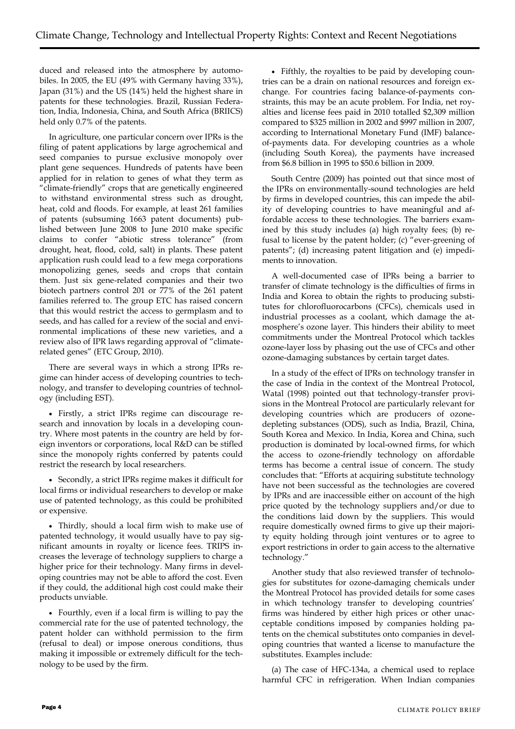duced and released into the atmosphere by automobiles. In 2005, the EU (49% with Germany having 33%), Japan (31%) and the US (14%) held the highest share in patents for these technologies. Brazil, Russian Federation, India, Indonesia, China, and South Africa (BRIICS) held only 0.7% of the patents.

In agriculture, one particular concern over IPRs is the filing of patent applications by large agrochemical and seed companies to pursue exclusive monopoly over plant gene sequences. Hundreds of patents have been applied for in relation to genes of what they term as "climate-friendly" crops that are genetically engineered to withstand environmental stress such as drought, heat, cold and floods. For example, at least 261 families of patents (subsuming 1663 patent documents) published between June 2008 to June 2010 make specific claims to confer "abiotic stress tolerance" (from drought, heat, flood, cold, salt) in plants. These patent application rush could lead to a few mega corporations monopolizing genes, seeds and crops that contain them. Just six gene-related companies and their two biotech partners control 201 or 77% of the 261 patent families referred to. The group ETC has raised concern that this would restrict the access to germplasm and to seeds, and has called for a review of the social and environmental implications of these new varieties, and a review also of IPR laws regarding approval of "climate-related genes" (ETC Group, 2010).

There are several ways in which a strong IPRs regime can hinder access of developing countries to technology, and transfer to developing countries of technology (including EST).

- Firstly, a strict IPRs regime can discourage research and innovation by locals in a developing country. Where most patents in the country are held by foreign inventors or corporations, local R&D can be stifled since the monopoly rights conferred by patents could restrict the research by local researchers.

- Secondly, a strict IPRs regime makes it difficult for local firms or individual researchers to develop or make use of patented technology, as this could be prohibited or expensive.

- Thirdly, should a local firm wish to make use of patented technology, it would usually have to pay significant amounts in royalty or licence fees. TRIPS increases the leverage of technology suppliers to charge a higher price for their technology. Many firms in developing countries may not be able to afford the cost. Even if they could, the additional high cost could make their products unviable.

- Fourthly, even if a local firm is willing to pay the commercial rate for the use of patented technology, the patent holder can withhold permission to the firm (refusal to deal) or impose onerous conditions, thus making it impossible or extremely difficult for the technology to be used by the firm.

- Fifthly, the royalties to be paid by developing countries can be a drain on national resources and foreign exchange. For countries facing balance-of-payments constraints, this may be an acute problem. For India, net royalties and license fees paid in 2010 totalled $2,309 million compared to $325 million in 2002 and $997 million in 2007, according to International Monetary Fund (IMF) balance-of-payments data. For developing countries as a whole (including South Korea), the payments have increased from $6.8 billion in 1995 to $50.6 billion in 2009.

South Centre (2009) has pointed out that since most of the IPRs on environmentally-sound technologies are held by firms in developed countries, this can impede the ability of developing countries to have meaningful and affordable access to these technologies. The barriers examined by this study includes (a) high royalty fees; (b) refusal to license by the patent holder; (c) "ever-greening of patents"; (d) increasing patent litigation and (e) impediments to innovation.

A well-documented case of IPRs being a barrier to transfer of climate technology is the difficulties of firms in India and Korea to obtain the rights to producing substitutes for chlorofluorocarbons (CFCs), chemicals used in industrial processes as a coolant, which damage the atmosphere's ozone layer. This hinders their ability to meet commitments under the Montreal Protocol which tackles ozone-layer loss by phasing out the use of CFCs and other ozone-damaging substances by certain target dates.

In a study of the effect of IPRs on technology transfer in the case of India in the context of the Montreal Protocol, Watal (1998) pointed out that technology-transfer provisions in the Montreal Protocol are particularly relevant for developing countries which are producers of ozone-depleting substances (ODS), such as India, Brazil, China, South Korea and Mexico. In India, Korea and China, such production is dominated by local-owned firms, for which the access to ozone-friendly technology on affordable terms has become a central issue of concern. The study concludes that: "Efforts at acquiring substitute technology have not been successful as the technologies are covered by IPRs and are inaccessible either on account of the high price quoted by the technology suppliers and/or due to the conditions laid down by the suppliers. This would require domestically owned firms to give up their majority equity holding through joint ventures or to agree to export restrictions in order to gain access to the alternative technology."

Another study that also reviewed transfer of technologies for substitutes for ozone-damaging chemicals under the Montreal Protocol has provided details for some cases in which technology transfer to developing countries' firms was hindered by either high prices or other unacceptable conditions imposed by companies holding patents on the chemical substitutes onto companies in developing countries that wanted a license to manufacture the substitutes. Examples include:

(a) The case of HFC-134a, a chemical used to replace harmful CFC in refrigeration. When Indian companies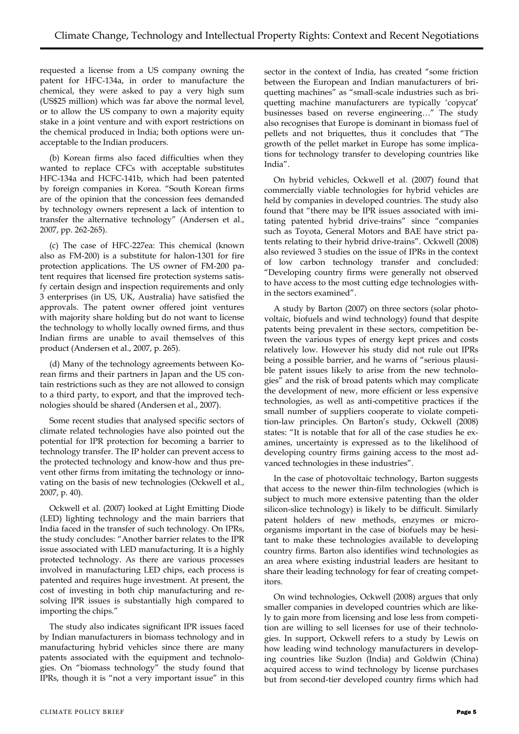requested a license from a US company owning the patent for HFC-134a, in order to manufacture the chemical, they were asked to pay a very high sum (US$25 million) which was far above the normal level, or to allow the US company to own a majority equity stake in a joint venture and with export restrictions on the chemical produced in India; both options were unacceptable to the Indian producers.

(b) Korean firms also faced difficulties when they wanted to replace CFCs with acceptable substitutes HFC-134a and HCFC-141b, which had been patented by foreign companies in Korea. "South Korean firms are of the opinion that the concession fees demanded by technology owners represent a lack of intention to transfer the alternative technology" (Andersen et al., 2007, pp. 262-265).

(c) The case of HFC-227ea: This chemical (known also as FM-200) is a substitute for halon-1301 for fire protection applications. The US owner of FM-200 patent requires that licensed fire protection systems satisfy certain design and inspection requirements and only 3 enterprises (in US, UK, Australia) have satisfied the approvals. The patent owner offered joint ventures with majority share holding but do not want to license the technology to wholly locally owned firms, and thus Indian firms are unable to avail themselves of this product (Andersen et al., 2007, p. 265).

(d) Many of the technology agreements between Korean firms and their partners in Japan and the US contain restrictions such as they are not allowed to consign to a third party, to export, and that the improved technologies should be shared (Andersen et al., 2007).

Some recent studies that analysed specific sectors of climate related technologies have also pointed out the potential for IPR protection for becoming a barrier to technology transfer. The IP holder can prevent access to the protected technology and know-how and thus prevent other firms from imitating the technology or innovating on the basis of new technologies (Ockwell et al., 2007, p. 40).

Ockwell et al. (2007) looked at Light Emitting Diode (LED) lighting technology and the main barriers that India faced in the transfer of such technology. On IPRs, the study concludes: "Another barrier relates to the IPR issue associated with LED manufacturing. It is a highly protected technology. As there are various processes involved in manufacturing LED chips, each process is patented and requires huge investment. At present, the cost of investing in both chip manufacturing and resolving IPR issues is substantially high compared to importing the chips."

The study also indicates significant IPR issues faced by Indian manufacturers in biomass technology and in manufacturing hybrid vehicles since there are many patents associated with the equipment and technologies. On "biomass technology" the study found that IPRs, though it is "not a very important issue" in this sector in the context of India, has created "some friction between the European and Indian manufacturers of briquetting machines" as "small-scale industries such as briquetting machine manufacturers are typically 'copycat' businesses based on reverse engineering…" The study also recognises that Europe is dominant in biomass fuel of pellets and not briquettes, thus it concludes that "The growth of the pellet market in Europe has some implications for technology transfer to developing countries like India".

On hybrid vehicles, Ockwell et al. (2007) found that commercially viable technologies for hybrid vehicles are held by companies in developed countries. The study also found that "there may be IPR issues associated with imitating patented hybrid drive-trains" since "companies such as Toyota, General Motors and BAE have strict patents relating to their hybrid drive-trains". Ockwell (2008) also reviewed 3 studies on the issue of IPRs in the context of low carbon technology transfer and concluded: "Developing country firms were generally not observed to have access to the most cutting edge technologies within the sectors examined".

A study by Barton (2007) on three sectors (solar photovoltaic, biofuels and wind technology) found that despite patents being prevalent in these sectors, competition between the various types of energy kept prices and costs relatively low. However his study did not rule out IPRs being a possible barrier, and he warns of "serious plausible patent issues likely to arise from the new technologies" and the risk of broad patents which may complicate the development of new, more efficient or less expensive technologies, as well as anti-competitive practices if the small number of suppliers cooperate to violate competition-law principles. On Barton's study, Ockwell (2008) states: "It is notable that for all of the case studies he examines, uncertainty is expressed as to the likelihood of developing country firms gaining access to the most advanced technologies in these industries".

In the case of photovoltaic technology, Barton suggests that access to the newer thin-film technologies (which is subject to much more extensive patenting than the older silicon-slice technology) is likely to be difficult. Similarly patent holders of new methods, enzymes or micro-organisms important in the case of biofuels may be hesitant to make these technologies available to developing country firms. Barton also identifies wind technologies as an area where existing industrial leaders are hesitant to share their leading technology for fear of creating competitors.

On wind technologies, Ockwell (2008) argues that only smaller companies in developed countries which are likely to gain more from licensing and lose less from competition are willing to sell licenses for use of their technologies. In support, Ockwell refers to a study by Lewis on how leading wind technology manufacturers in developing countries like Suzlon (India) and Goldwin (China) acquired access to wind technology by license purchases but from second-tier developed country firms which had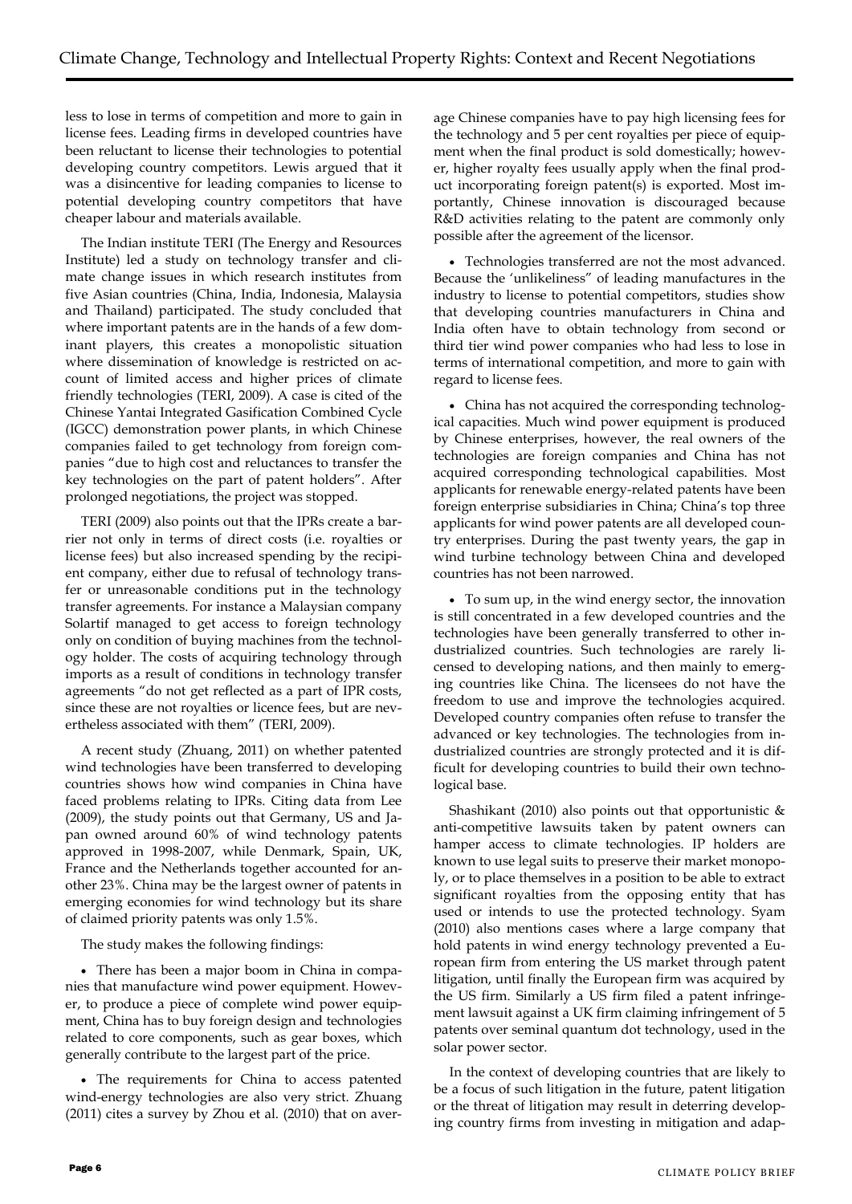less to lose in terms of competition and more to gain in license fees. Leading firms in developed countries have been reluctant to license their technologies to potential developing country competitors. Lewis argued that it was a disincentive for leading companies to license to potential developing country competitors that have cheaper labour and materials available.

The Indian institute TERI (The Energy and Resources Institute) led a study on technology transfer and climate change issues in which research institutes from five Asian countries (China, India, Indonesia, Malaysia and Thailand) participated. The study concluded that where important patents are in the hands of a few dominant players, this creates a monopolistic situation where dissemination of knowledge is restricted on account of limited access and higher prices of climate friendly technologies (TERI, 2009). A case is cited of the Chinese Yantai Integrated Gasification Combined Cycle (IGCC) demonstration power plants, in which Chinese companies failed to get technology from foreign companies "due to high cost and reluctances to transfer the key technologies on the part of patent holders". After prolonged negotiations, the project was stopped.

TERI (2009) also points out that the IPRs create a barrier not only in terms of direct costs (i.e. royalties or license fees) but also increased spending by the recipient company, either due to refusal of technology transfer or unreasonable conditions put in the technology transfer agreements. For instance a Malaysian company Solartif managed to get access to foreign technology only on condition of buying machines from the technology holder. The costs of acquiring technology through imports as a result of conditions in technology transfer agreements "do not get reflected as a part of IPR costs, since these are not royalties or licence fees, but are nevertheless associated with them" (TERI, 2009).

A recent study (Zhuang, 2011) on whether patented wind technologies have been transferred to developing countries shows how wind companies in China have faced problems relating to IPRs. Citing data from Lee (2009), the study points out that Germany, US and Japan owned around 60% of wind technology patents approved in 1998-2007, while Denmark, Spain, UK, France and the Netherlands together accounted for another 23%. China may be the largest owner of patents in emerging economies for wind technology but its share of claimed priority patents was only 1.5%.

The study makes the following findings:

- There has been a major boom in China in companies that manufacture wind power equipment. However, to produce a piece of complete wind power equipment, China has to buy foreign design and technologies related to core components, such as gear boxes, which generally contribute to the largest part of the price.
- The requirements for China to access patented wind-energy technologies are also very strict. Zhuang (2011) cites a survey by Zhou et al. (2010) that on average Chinese companies have to pay high licensing fees for the technology and 5 per cent royalties per piece of equipment when the final product is sold domestically; however, higher royalty fees usually apply when the final product incorporating foreign patent(s) is exported. Most importantly, Chinese innovation is discouraged because R&D activities relating to the patent are commonly only possible after the agreement of the licensor.
- Technologies transferred are not the most advanced. Because the 'unlikeliness" of leading manufactures in the industry to license to potential competitors, studies show that developing countries manufacturers in China and India often have to obtain technology from second or third tier wind power companies who had less to lose in terms of international competition, and more to gain with regard to license fees.
- China has not acquired the corresponding technological capacities. Much wind power equipment is produced by Chinese enterprises, however, the real owners of the technologies are foreign companies and China has not acquired corresponding technological capabilities. Most applicants for renewable energy-related patents have been foreign enterprise subsidiaries in China; China's top three applicants for wind power patents are all developed country enterprises. During the past twenty years, the gap in wind turbine technology between China and developed countries has not been narrowed.
- To sum up, in the wind energy sector, the innovation is still concentrated in a few developed countries and the technologies have been generally transferred to other industrialized countries. Such technologies are rarely licensed to developing nations, and then mainly to emerging countries like China. The licensees do not have the freedom to use and improve the technologies acquired. Developed country companies often refuse to transfer the advanced or key technologies. The technologies from industrialized countries are strongly protected and it is difficult for developing countries to build their own technological base.

Shashikant (2010) also points out that opportunistic & anti-competitive lawsuits taken by patent owners can hamper access to climate technologies. IP holders are known to use legal suits to preserve their market monopoly, or to place themselves in a position to be able to extract significant royalties from the opposing entity that has used or intends to use the protected technology. Syam (2010) also mentions cases where a large company that hold patents in wind energy technology prevented a European firm from entering the US market through patent litigation, until finally the European firm was acquired by the US firm. Similarly a US firm filed a patent infringement lawsuit against a UK firm claiming infringement of 5 patents over seminal quantum dot technology, used in the solar power sector.

In the context of developing countries that are likely to be a focus of such litigation in the future, patent litigation or the threat of litigation may result in deterring developing country firms from investing in mitigation and adap-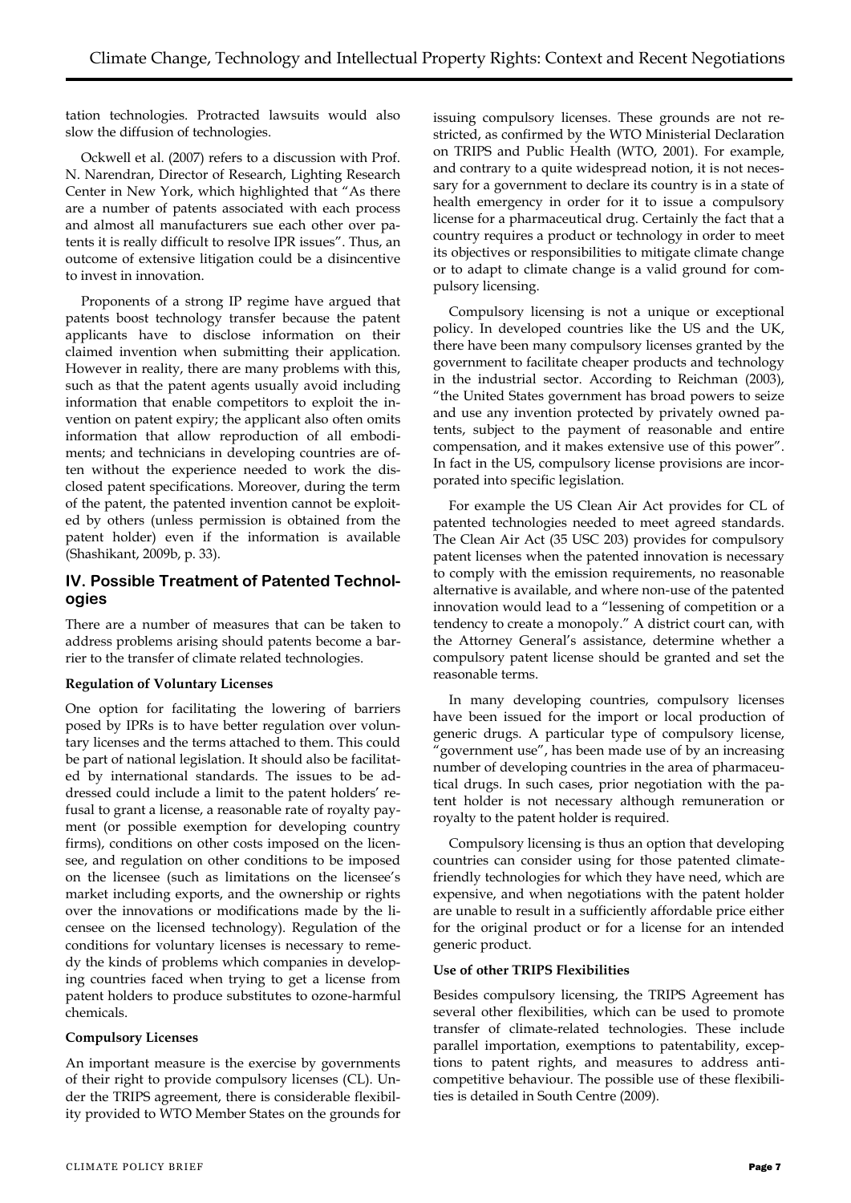tation technologies. Protracted lawsuits would also slow the diffusion of technologies.

Ockwell et al. (2007) refers to a discussion with Prof. N. Narendran, Director of Research, Lighting Research Center in New York, which highlighted that "As there are a number of patents associated with each process and almost all manufacturers sue each other over patents it is really difficult to resolve IPR issues". Thus, an outcome of extensive litigation could be a disincentive to invest in innovation.

Proponents of a strong IP regime have argued that patents boost technology transfer because the patent applicants have to disclose information on their claimed invention when submitting their application. However in reality, there are many problems with this, such as that the patent agents usually avoid including information that enable competitors to exploit the invention on patent expiry; the applicant also often omits information that allow reproduction of all embodiments; and technicians in developing countries are often without the experience needed to work the disclosed patent specifications. Moreover, during the term of the patent, the patented invention cannot be exploited by others (unless permission is obtained from the patent holder) even if the information is available (Shashikant, 2009b, p. 33).

## IV. Possible Treatment of Patented Technologies

There are a number of measures that can be taken to address problems arising should patents become a barrier to the transfer of climate related technologies.

**Regulation of Voluntary Licenses**

One option for facilitating the lowering of barriers posed by IPRs is to have better regulation over voluntary licenses and the terms attached to them. This could be part of national legislation. It should also be facilitated by international standards. The issues to be addressed could include a limit to the patent holders' refusal to grant a license, a reasonable rate of royalty payment (or possible exemption for developing country firms), conditions on other costs imposed on the licensee, and regulation on other conditions to be imposed on the licensee (such as limitations on the licensee's market including exports, and the ownership or rights over the innovations or modifications made by the licensee on the licensed technology). Regulation of the conditions for voluntary licenses is necessary to remedy the kinds of problems which companies in developing countries faced when trying to get a license from patent holders to produce substitutes to ozone-harmful chemicals.

**Compulsory Licenses**

An important measure is the exercise by governments of their right to provide compulsory licenses (CL). Under the TRIPS agreement, there is considerable flexibility provided to WTO Member States on the grounds for issuing compulsory licenses. These grounds are not restricted, as confirmed by the WTO Ministerial Declaration on TRIPS and Public Health (WTO, 2001). For example, and contrary to a quite widespread notion, it is not necessary for a government to declare its country is in a state of health emergency in order for it to issue a compulsory license for a pharmaceutical drug. Certainly the fact that a country requires a product or technology in order to meet its objectives or responsibilities to mitigate climate change or to adapt to climate change is a valid ground for compulsory licensing.

Compulsory licensing is not a unique or exceptional policy. In developed countries like the US and the UK, there have been many compulsory licenses granted by the government to facilitate cheaper products and technology in the industrial sector. According to Reichman (2003), "the United States government has broad powers to seize and use any invention protected by privately owned patents, subject to the payment of reasonable and entire compensation, and it makes extensive use of this power". In fact in the US, compulsory license provisions are incorporated into specific legislation.

For example the US Clean Air Act provides for CL of patented technologies needed to meet agreed standards. The Clean Air Act (35 USC 203) provides for compulsory patent licenses when the patented innovation is necessary to comply with the emission requirements, no reasonable alternative is available, and where non-use of the patented innovation would lead to a "lessening of competition or a tendency to create a monopoly." A district court can, with the Attorney General's assistance, determine whether a compulsory patent license should be granted and set the reasonable terms.

In many developing countries, compulsory licenses have been issued for the import or local production of generic drugs. A particular type of compulsory license, "government use", has been made use of by an increasing number of developing countries in the area of pharmaceutical drugs. In such cases, prior negotiation with the patent holder is not necessary although remuneration or royalty to the patent holder is required.

Compulsory licensing is thus an option that developing countries can consider using for those patented climate-friendly technologies for which they have need, which are expensive, and when negotiations with the patent holder are unable to result in a sufficiently affordable price either for the original product or for a license for an intended generic product.

**Use of other TRIPS Flexibilities**

Besides compulsory licensing, the TRIPS Agreement has several other flexibilities, which can be used to promote transfer of climate-related technologies. These include parallel importation, exemptions to patentability, exceptions to patent rights, and measures to address anti-competitive behaviour. The possible use of these flexibilities is detailed in South Centre (2009).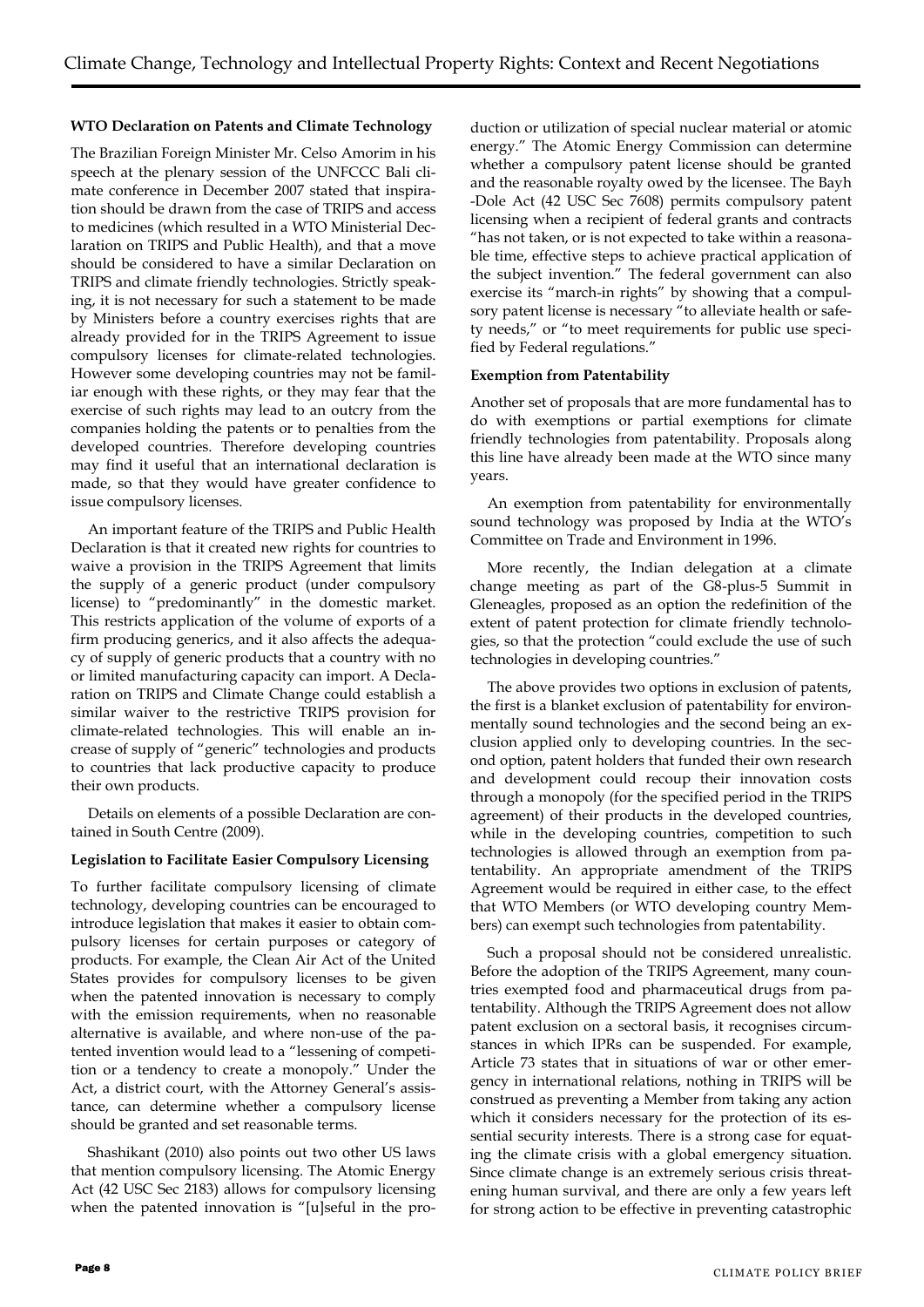### WTO Declaration on Patents and Climate Technology

The Brazilian Foreign Minister Mr. Celso Amorim in his speech at the plenary session of the UNFCCC Bali climate conference in December 2007 stated that inspiration should be drawn from the case of TRIPS and access to medicines (which resulted in a WTO Ministerial Declaration on TRIPS and Public Health), and that a move should be considered to have a similar Declaration on TRIPS and climate friendly technologies. Strictly speaking, it is not necessary for such a statement to be made by Ministers before a country exercises rights that are already provided for in the TRIPS Agreement to issue compulsory licenses for climate-related technologies. However some developing countries may not be familiar enough with these rights, or they may fear that the exercise of such rights may lead to an outcry from the companies holding the patents or to penalties from the developed countries. Therefore developing countries may find it useful that an international declaration is made, so that they would have greater confidence to issue compulsory licenses.

An important feature of the TRIPS and Public Health Declaration is that it created new rights for countries to waive a provision in the TRIPS Agreement that limits the supply of a generic product (under compulsory license) to "predominantly" in the domestic market. This restricts application of the volume of exports of a firm producing generics, and it also affects the adequacy of supply of generic products that a country with no or limited manufacturing capacity can import. A Declaration on TRIPS and Climate Change could establish a similar waiver to the restrictive TRIPS provision for climate-related technologies. This will enable an increase of supply of "generic" technologies and products to countries that lack productive capacity to produce their own products.

Details on elements of a possible Declaration are contained in South Centre (2009).

### Legislation to Facilitate Easier Compulsory Licensing

To further facilitate compulsory licensing of climate technology, developing countries can be encouraged to introduce legislation that makes it easier to obtain compulsory licenses for certain purposes or category of products. For example, the Clean Air Act of the United States provides for compulsory licenses to be given when the patented innovation is necessary to comply with the emission requirements, when no reasonable alternative is available, and where non-use of the patented invention would lead to a "lessening of competition or a tendency to create a monopoly." Under the Act, a district court, with the Attorney General's assistance, can determine whether a compulsory license should be granted and set reasonable terms.

Shashikant (2010) also points out two other US laws that mention compulsory licensing. The Atomic Energy Act (42 USC Sec 2183) allows for compulsory licensing when the patented innovation is "[u]seful in the production or utilization of special nuclear material or atomic energy." The Atomic Energy Commission can determine whether a compulsory patent license should be granted and the reasonable royalty owed by the licensee. The Bayh-Dole Act (42 USC Sec 7608) permits compulsory patent licensing when a recipient of federal grants and contracts "has not taken, or is not expected to take within a reasonable time, effective steps to achieve practical application of the subject invention." The federal government can also exercise its "march-in rights" by showing that a compulsory patent license is necessary "to alleviate health or safety needs," or "to meet requirements for public use specified by Federal regulations."

### Exemption from Patentability

Another set of proposals that are more fundamental has to do with exemptions or partial exemptions for climate friendly technologies from patentability. Proposals along this line have already been made at the WTO since many years.

An exemption from patentability for environmentally sound technology was proposed by India at the WTO's Committee on Trade and Environment in 1996.

More recently, the Indian delegation at a climate change meeting as part of the G8-plus-5 Summit in Gleneagles, proposed as an option the redefinition of the extent of patent protection for climate friendly technologies, so that the protection "could exclude the use of such technologies in developing countries."

The above provides two options in exclusion of patents, the first is a blanket exclusion of patentability for environmentally sound technologies and the second being an exclusion applied only to developing countries. In the second option, patent holders that funded their own research and development could recoup their innovation costs through a monopoly (for the specified period in the TRIPS agreement) of their products in the developed countries, while in the developing countries, competition to such technologies is allowed through an exemption from patentability. An appropriate amendment of the TRIPS Agreement would be required in either case, to the effect that WTO Members (or WTO developing country Members) can exempt such technologies from patentability.

Such a proposal should not be considered unrealistic. Before the adoption of the TRIPS Agreement, many countries exempted food and pharmaceutical drugs from patentability. Although the TRIPS Agreement does not allow patent exclusion on a sectoral basis, it recognises circumstances in which IPRs can be suspended. For example, Article 73 states that in situations of war or other emergency in international relations, nothing in TRIPS will be construed as preventing a Member from taking any action which it considers necessary for the protection of its essential security interests. There is a strong case for equating the climate crisis with a global emergency situation. Since climate change is an extremely serious crisis threatening human survival, and there are only a few years left for strong action to be effective in preventing catastrophic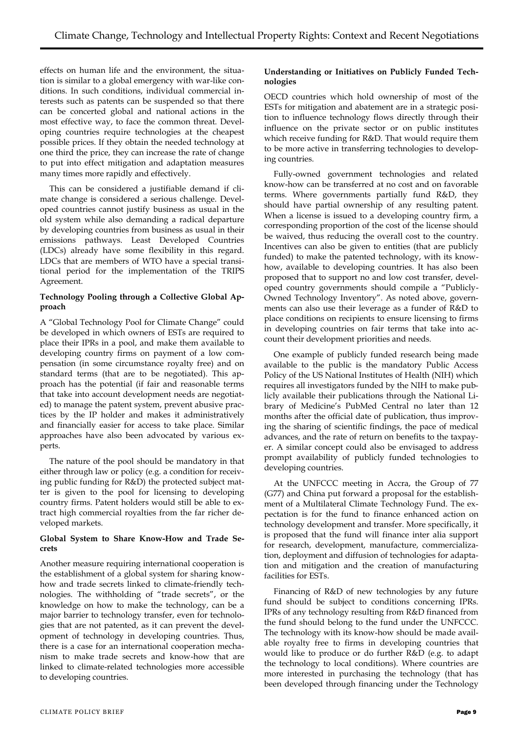effects on human life and the environment, the situation is similar to a global emergency with war-like conditions. In such conditions, individual commercial interests such as patents can be suspended so that there can be concerted global and national actions in the most effective way, to face the common threat. Developing countries require technologies at the cheapest possible prices. If they obtain the needed technology at one third the price, they can increase the rate of change to put into effect mitigation and adaptation measures many times more rapidly and effectively.

This can be considered a justifiable demand if climate change is considered a serious challenge. Developed countries cannot justify business as usual in the old system while also demanding a radical departure by developing countries from business as usual in their emissions pathways. Least Developed Countries (LDCs) already have some flexibility in this regard. LDCs that are members of WTO have a special transitional period for the implementation of the TRIPS Agreement.

**Technology Pooling through a Collective Global Approach**

A "Global Technology Pool for Climate Change" could be developed in which owners of ESTs are required to place their IPRs in a pool, and make them available to developing country firms on payment of a low compensation (in some circumstance royalty free) and on standard terms (that are to be negotiated). This approach has the potential (if fair and reasonable terms that take into account development needs are negotiated) to manage the patent system, prevent abusive practices by the IP holder and makes it administratively and financially easier for access to take place. Similar approaches have also been advocated by various experts.

The nature of the pool should be mandatory in that either through law or policy (e.g. a condition for receiving public funding for R&D) the protected subject matter is given to the pool for licensing to developing country firms. Patent holders would still be able to extract high commercial royalties from the far richer developed markets.

**Global System to Share Know-How and Trade Secrets**

Another measure requiring international cooperation is the establishment of a global system for sharing know-how and trade secrets linked to climate-friendly technologies. The withholding of "trade secrets", or the knowledge on how to make the technology, can be a major barrier to technology transfer, even for technologies that are not patented, as it can prevent the development of technology in developing countries. Thus, there is a case for an international cooperation mechanism to make trade secrets and know-how that are linked to climate-related technologies more accessible to developing countries.

**Understanding or Initiatives on Publicly Funded Technologies**

OECD countries which hold ownership of most of the ESTs for mitigation and abatement are in a strategic position to influence technology flows directly through their influence on the private sector or on public institutes which receive funding for R&D. That would require them to be more active in transferring technologies to developing countries.

Fully-owned government technologies and related know-how can be transferred at no cost and on favorable terms. Where governments partially fund R&D, they should have partial ownership of any resulting patent. When a license is issued to a developing country firm, a corresponding proportion of the cost of the license should be waived, thus reducing the overall cost to the country. Incentives can also be given to entities (that are publicly funded) to make the patented technology, with its know-how, available to developing countries. It has also been proposed that to support no and low cost transfer, developed country governments should compile a "Publicly-Owned Technology Inventory". As noted above, governments can also use their leverage as a funder of R&D to place conditions on recipients to ensure licensing to firms in developing countries on fair terms that take into account their development priorities and needs.

One example of publicly funded research being made available to the public is the mandatory Public Access Policy of the US National Institutes of Health (NIH) which requires all investigators funded by the NIH to make publicly available their publications through the National Library of Medicine's PubMed Central no later than 12 months after the official date of publication, thus improving the sharing of scientific findings, the pace of medical advances, and the rate of return on benefits to the taxpayer. A similar concept could also be envisaged to address prompt availability of publicly funded technologies to developing countries.

At the UNFCCC meeting in Accra, the Group of 77 (G77) and China put forward a proposal for the establishment of a Multilateral Climate Technology Fund. The expectation is for the fund to finance enhanced action on technology development and transfer. More specifically, it is proposed that the fund will finance inter alia support for research, development, manufacture, commercialization, deployment and diffusion of technologies for adaptation and mitigation and the creation of manufacturing facilities for ESTs.

Financing of R&D of new technologies by any future fund should be subject to conditions concerning IPRs. IPRs of any technology resulting from R&D financed from the fund should belong to the fund under the UNFCCC. The technology with its know-how should be made available royalty free to firms in developing countries that would like to produce or do further R&D (e.g. to adapt the technology to local conditions). Where countries are more interested in purchasing the technology (that has been developed through financing under the Technology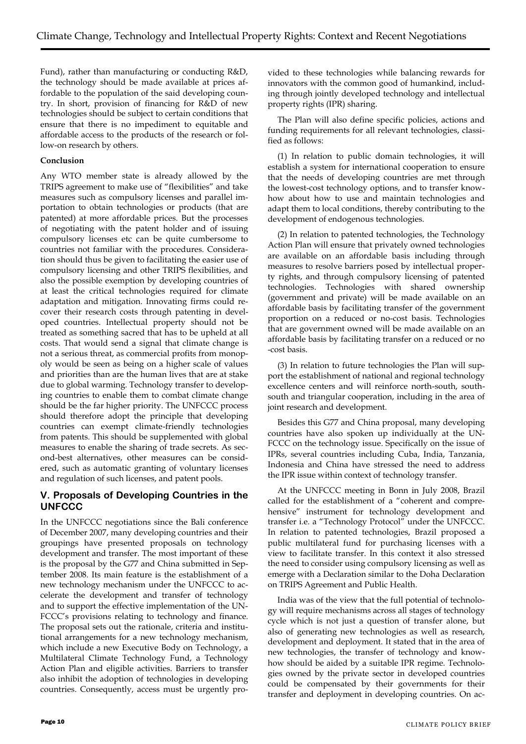Fund), rather than manufacturing or conducting R&D, the technology should be made available at prices affordable to the population of the said developing country. In short, provision of financing for R&D of new technologies should be subject to certain conditions that ensure that there is no impediment to equitable and affordable access to the products of the research or follow-on research by others.

**Conclusion**

Any WTO member state is already allowed by the TRIPS agreement to make use of "flexibilities" and take measures such as compulsory licenses and parallel importation to obtain technologies or products (that are patented) at more affordable prices. But the processes of negotiating with the patent holder and of issuing compulsory licenses etc can be quite cumbersome to countries not familiar with the procedures. Consideration should thus be given to facilitating the easier use of compulsory licensing and other TRIPS flexibilities, and also the possible exemption by developing countries of at least the critical technologies required for climate adaptation and mitigation. Innovating firms could recover their research costs through patenting in developed countries. Intellectual property should not be treated as something sacred that has to be upheld at all costs. That would send a signal that climate change is not a serious threat, as commercial profits from monopoly would be seen as being on a higher scale of values and priorities than are the human lives that are at stake due to global warming. Technology transfer to developing countries to enable them to combat climate change should be the far higher priority. The UNFCCC process should therefore adopt the principle that developing countries can exempt climate-friendly technologies from patents. This should be supplemented with global measures to enable the sharing of trade secrets. As second-best alternatives, other measures can be considered, such as automatic granting of voluntary licenses and regulation of such licenses, and patent pools.

## V. Proposals of Developing Countries in the UNFCCC

In the UNFCCC negotiations since the Bali conference of December 2007, many developing countries and their groupings have presented proposals on technology development and transfer. The most important of these is the proposal by the G77 and China submitted in September 2008. Its main feature is the establishment of a new technology mechanism under the UNFCCC to accelerate the development and transfer of technology and to support the effective implementation of the UNFCCC's provisions relating to technology and finance. The proposal sets out the rationale, criteria and institutional arrangements for a new technology mechanism, which include a new Executive Body on Technology, a Multilateral Climate Technology Fund, a Technology Action Plan and eligible activities. Barriers to transfer also inhibit the adoption of technologies in developing countries. Consequently, access must be urgently provided to these technologies while balancing rewards for innovators with the common good of humankind, including through jointly developed technology and intellectual property rights (IPR) sharing.

The Plan will also define specific policies, actions and funding requirements for all relevant technologies, classified as follows:

(1) In relation to public domain technologies, it will establish a system for international cooperation to ensure that the needs of developing countries are met through the lowest-cost technology options, and to transfer know-how about how to use and maintain technologies and adapt them to local conditions, thereby contributing to the development of endogenous technologies.

(2) In relation to patented technologies, the Technology Action Plan will ensure that privately owned technologies are available on an affordable basis including through measures to resolve barriers posed by intellectual property rights, and through compulsory licensing of patented technologies. Technologies with shared ownership (government and private) will be made available on an affordable basis by facilitating transfer of the government proportion on a reduced or no-cost basis. Technologies that are government owned will be made available on an affordable basis by facilitating transfer on a reduced or no-cost basis.

(3) In relation to future technologies the Plan will support the establishment of national and regional technology excellence centers and will reinforce north-south, south-south and triangular cooperation, including in the area of joint research and development.

Besides this G77 and China proposal, many developing countries have also spoken up individually at the UNFCCC on the technology issue. Specifically on the issue of IPRs, several countries including Cuba, India, Tanzania, Indonesia and China have stressed the need to address the IPR issue within context of technology transfer.

At the UNFCCC meeting in Bonn in July 2008, Brazil called for the establishment of a "coherent and comprehensive" instrument for technology development and transfer i.e. a "Technology Protocol" under the UNFCCC. In relation to patented technologies, Brazil proposed a public multilateral fund for purchasing licenses with a view to facilitate transfer. In this context it also stressed the need to consider using compulsory licensing as well as emerge with a Declaration similar to the Doha Declaration on TRIPS Agreement and Public Health.

India was of the view that the full potential of technology will require mechanisms across all stages of technology cycle which is not just a question of transfer alone, but also of generating new technologies as well as research, development and deployment. It stated that in the area of new technologies, the transfer of technology and know-how should be aided by a suitable IPR regime. Technologies owned by the private sector in developed countries could be compensated by their governments for their transfer and deployment in developing countries. On ac-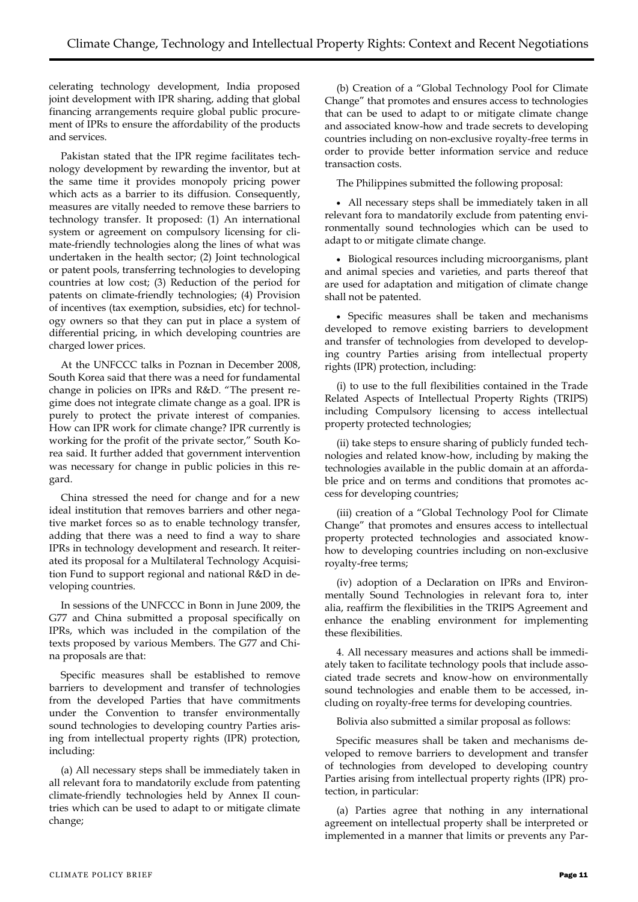celerating technology development, India proposed joint development with IPR sharing, adding that global financing arrangements require global public procurement of IPRs to ensure the affordability of the products and services.

Pakistan stated that the IPR regime facilitates technology development by rewarding the inventor, but at the same time it provides monopoly pricing power which acts as a barrier to its diffusion. Consequently, measures are vitally needed to remove these barriers to technology transfer. It proposed: (1) An international system or agreement on compulsory licensing for climate-friendly technologies along the lines of what was undertaken in the health sector; (2) Joint technological or patent pools, transferring technologies to developing countries at low cost; (3) Reduction of the period for patents on climate-friendly technologies; (4) Provision of incentives (tax exemption, subsidies, etc) for technology owners so that they can put in place a system of differential pricing, in which developing countries are charged lower prices.

At the UNFCCC talks in Poznan in December 2008, South Korea said that there was a need for fundamental change in policies on IPRs and R&D. "The present regime does not integrate climate change as a goal. IPR is purely to protect the private interest of companies. How can IPR work for climate change? IPR currently is working for the profit of the private sector," South Korea said. It further added that government intervention was necessary for change in public policies in this regard.

China stressed the need for change and for a new ideal institution that removes barriers and other negative market forces so as to enable technology transfer, adding that there was a need to find a way to share IPRs in technology development and research. It reiterated its proposal for a Multilateral Technology Acquisition Fund to support regional and national R&D in developing countries.

In sessions of the UNFCCC in Bonn in June 2009, the G77 and China submitted a proposal specifically on IPRs, which was included in the compilation of the texts proposed by various Members. The G77 and China proposals are that:

Specific measures shall be established to remove barriers to development and transfer of technologies from the developed Parties that have commitments under the Convention to transfer environmentally sound technologies to developing country Parties arising from intellectual property rights (IPR) protection, including:

(a) All necessary steps shall be immediately taken in all relevant fora to mandatorily exclude from patenting climate-friendly technologies held by Annex II countries which can be used to adapt to or mitigate climate change;

(b) Creation of a "Global Technology Pool for Climate Change" that promotes and ensures access to technologies that can be used to adapt to or mitigate climate change and associated know-how and trade secrets to developing countries including on non-exclusive royalty-free terms in order to provide better information service and reduce transaction costs.

The Philippines submitted the following proposal:

- All necessary steps shall be immediately taken in all relevant fora to mandatorily exclude from patenting environmentally sound technologies which can be used to adapt to or mitigate climate change.
- Biological resources including microorganisms, plant and animal species and varieties, and parts thereof that are used for adaptation and mitigation of climate change shall not be patented.
- Specific measures shall be taken and mechanisms developed to remove existing barriers to development and transfer of technologies from developed to developing country Parties arising from intellectual property rights (IPR) protection, including:

(i) to use to the full flexibilities contained in the Trade Related Aspects of Intellectual Property Rights (TRIPS) including Compulsory licensing to access intellectual property protected technologies;

(ii) take steps to ensure sharing of publicly funded technologies and related know-how, including by making the technologies available in the public domain at an affordable price and on terms and conditions that promotes access for developing countries;

(iii) creation of a "Global Technology Pool for Climate Change" that promotes and ensures access to intellectual property protected technologies and associated know-how to developing countries including on non-exclusive royalty-free terms;

(iv) adoption of a Declaration on IPRs and Environmentally Sound Technologies in relevant fora to, inter alia, reaffirm the flexibilities in the TRIPS Agreement and enhance the enabling environment for implementing these flexibilities.

4. All necessary measures and actions shall be immediately taken to facilitate technology pools that include associated trade secrets and know-how on environmentally sound technologies and enable them to be accessed, including on royalty-free terms for developing countries.

Bolivia also submitted a similar proposal as follows:

Specific measures shall be taken and mechanisms developed to remove barriers to development and transfer of technologies from developed to developing country Parties arising from intellectual property rights (IPR) protection, in particular:

(a) Parties agree that nothing in any international agreement on intellectual property shall be interpreted or implemented in a manner that limits or prevents any Par-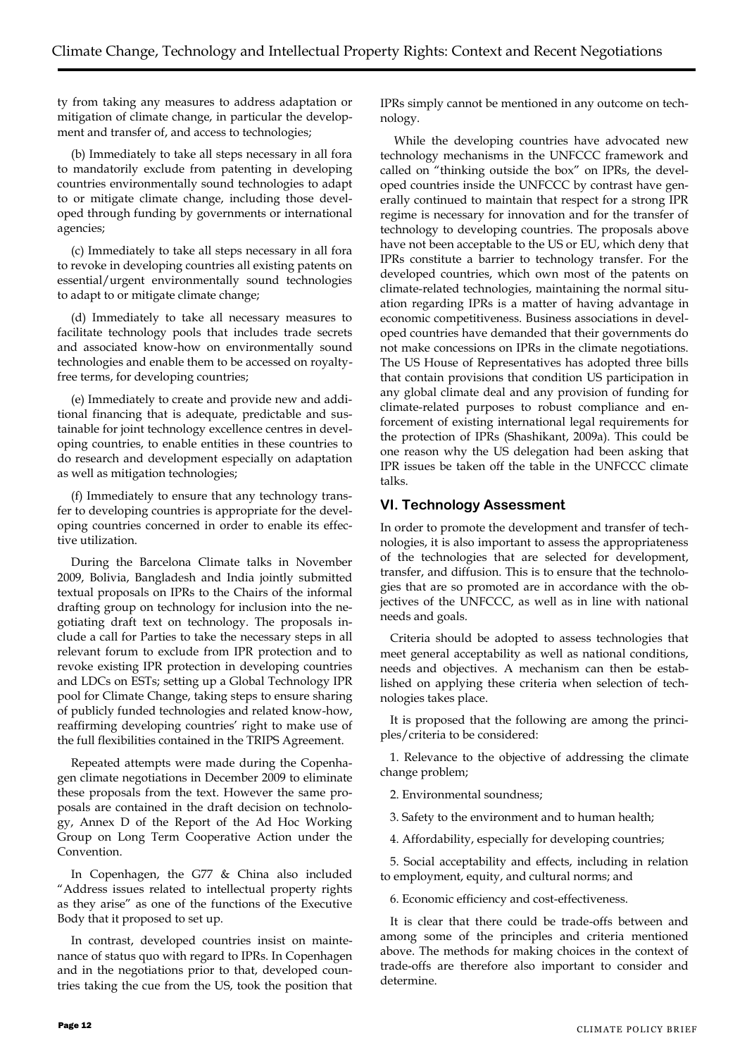ty from taking any measures to address adaptation or mitigation of climate change, in particular the development and transfer of, and access to technologies;

(b) Immediately to take all steps necessary in all fora to mandatorily exclude from patenting in developing countries environmentally sound technologies to adapt to or mitigate climate change, including those developed through funding by governments or international agencies;

(c) Immediately to take all steps necessary in all fora to revoke in developing countries all existing patents on essential/urgent environmentally sound technologies to adapt to or mitigate climate change;

(d) Immediately to take all necessary measures to facilitate technology pools that includes trade secrets and associated know-how on environmentally sound technologies and enable them to be accessed on royalty-free terms, for developing countries;

(e) Immediately to create and provide new and additional financing that is adequate, predictable and sustainable for joint technology excellence centres in developing countries, to enable entities in these countries to do research and development especially on adaptation as well as mitigation technologies;

(f) Immediately to ensure that any technology transfer to developing countries is appropriate for the developing countries concerned in order to enable its effective utilization.

During the Barcelona Climate talks in November 2009, Bolivia, Bangladesh and India jointly submitted textual proposals on IPRs to the Chairs of the informal drafting group on technology for inclusion into the negotiating draft text on technology. The proposals include a call for Parties to take the necessary steps in all relevant forum to exclude from IPR protection and to revoke existing IPR protection in developing countries and LDCs on ESTs; setting up a Global Technology IPR pool for Climate Change, taking steps to ensure sharing of publicly funded technologies and related know-how, reaffirming developing countries' right to make use of the full flexibilities contained in the TRIPS Agreement.

Repeated attempts were made during the Copenhagen climate negotiations in December 2009 to eliminate these proposals from the text. However the same proposals are contained in the draft decision on technology, Annex D of the Report of the Ad Hoc Working Group on Long Term Cooperative Action under the Convention.

In Copenhagen, the G77 & China also included "Address issues related to intellectual property rights as they arise" as one of the functions of the Executive Body that it proposed to set up.

In contrast, developed countries insist on maintenance of status quo with regard to IPRs. In Copenhagen and in the negotiations prior to that, developed countries taking the cue from the US, took the position that IPRs simply cannot be mentioned in any outcome on technology.

While the developing countries have advocated new technology mechanisms in the UNFCCC framework and called on "thinking outside the box" on IPRs, the developed countries inside the UNFCCC by contrast have generally continued to maintain that respect for a strong IPR regime is necessary for innovation and for the transfer of technology to developing countries. The proposals above have not been acceptable to the US or EU, which deny that IPRs constitute a barrier to technology transfer. For the developed countries, which own most of the patents on climate-related technologies, maintaining the normal situation regarding IPRs is a matter of having advantage in economic competitiveness. Business associations in developed countries have demanded that their governments do not make concessions on IPRs in the climate negotiations. The US House of Representatives has adopted three bills that contain provisions that condition US participation in any global climate deal and any provision of funding for climate-related purposes to robust compliance and enforcement of existing international legal requirements for the protection of IPRs (Shashikant, 2009a). This could be one reason why the US delegation had been asking that IPR issues be taken off the table in the UNFCCC climate talks.

## VI. Technology Assessment

In order to promote the development and transfer of technologies, it is also important to assess the appropriateness of the technologies that are selected for development, transfer, and diffusion. This is to ensure that the technologies that are so promoted are in accordance with the objectives of the UNFCCC, as well as in line with national needs and goals.

Criteria should be adopted to assess technologies that meet general acceptability as well as national conditions, needs and objectives. A mechanism can then be established on applying these criteria when selection of technologies takes place.

It is proposed that the following are among the principles/criteria to be considered:

1. Relevance to the objective of addressing the climate change problem;

2. Environmental soundness;

3. Safety to the environment and to human health;

4. Affordability, especially for developing countries;

5. Social acceptability and effects, including in relation to employment, equity, and cultural norms; and

6. Economic efficiency and cost-effectiveness.

It is clear that there could be trade-offs between and among some of the principles and criteria mentioned above. The methods for making choices in the context of trade-offs are therefore also important to consider and determine.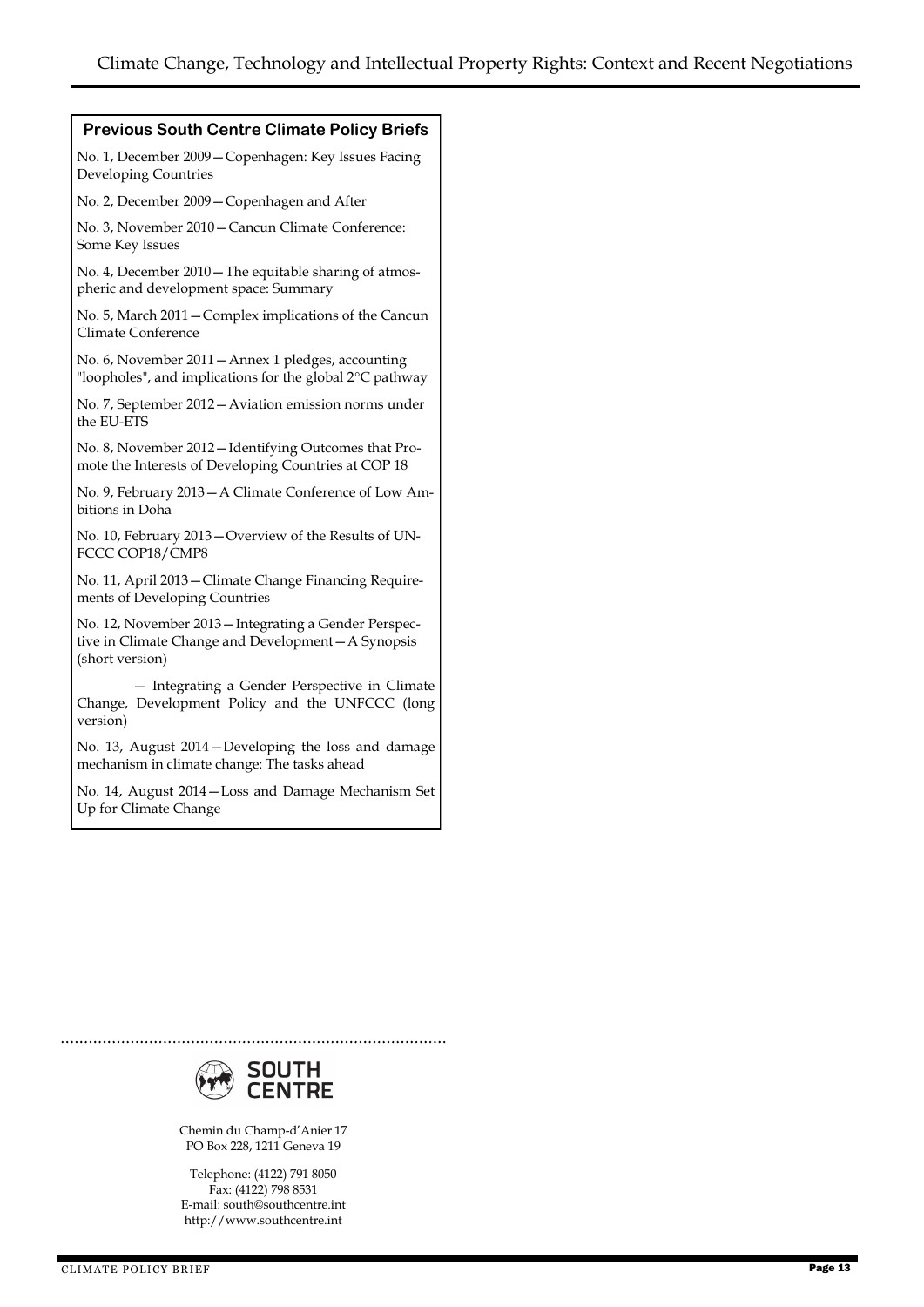## Previous South Centre Climate Policy Briefs

No. 1, December 2009—Copenhagen: Key Issues Facing Developing Countries

No. 2, December 2009—Copenhagen and After

No. 3, November 2010—Cancun Climate Conference: Some Key Issues

No. 4, December 2010—The equitable sharing of atmospheric and development space: Summary

No. 5, March 2011—Complex implications of the Cancun Climate Conference

No. 6, November 2011—Annex 1 pledges, accounting "loopholes", and implications for the global 2°C pathway

No. 7, September 2012—Aviation emission norms under the EU-ETS

No. 8, November 2012—Identifying Outcomes that Promote the Interests of Developing Countries at COP 18

No. 9, February 2013—A Climate Conference of Low Ambitions in Doha

No. 10, February 2013—Overview of the Results of UNFCCC COP18/CMP8

No. 11, April 2013—Climate Change Financing Requirements of Developing Countries

No. 12, November 2013—Integrating a Gender Perspective in Climate Change and Development—A Synopsis (short version)

— Integrating a Gender Perspective in Climate Change, Development Policy and the UNFCCC (long version)

No. 13, August 2014—Developing the loss and damage mechanism in climate change: The tasks ahead

No. 14, August 2014—Loss and Damage Mechanism Set Up for Climate Change

SOUTH CENTRE

Chemin du Champ-d'Anier 17
PO Box 228, 1211 Geneva 19

Telephone: (4122) 791 8050
Fax: (4122) 798 8531
E-mail: south@southcentre.int
http://www.southcentre.int